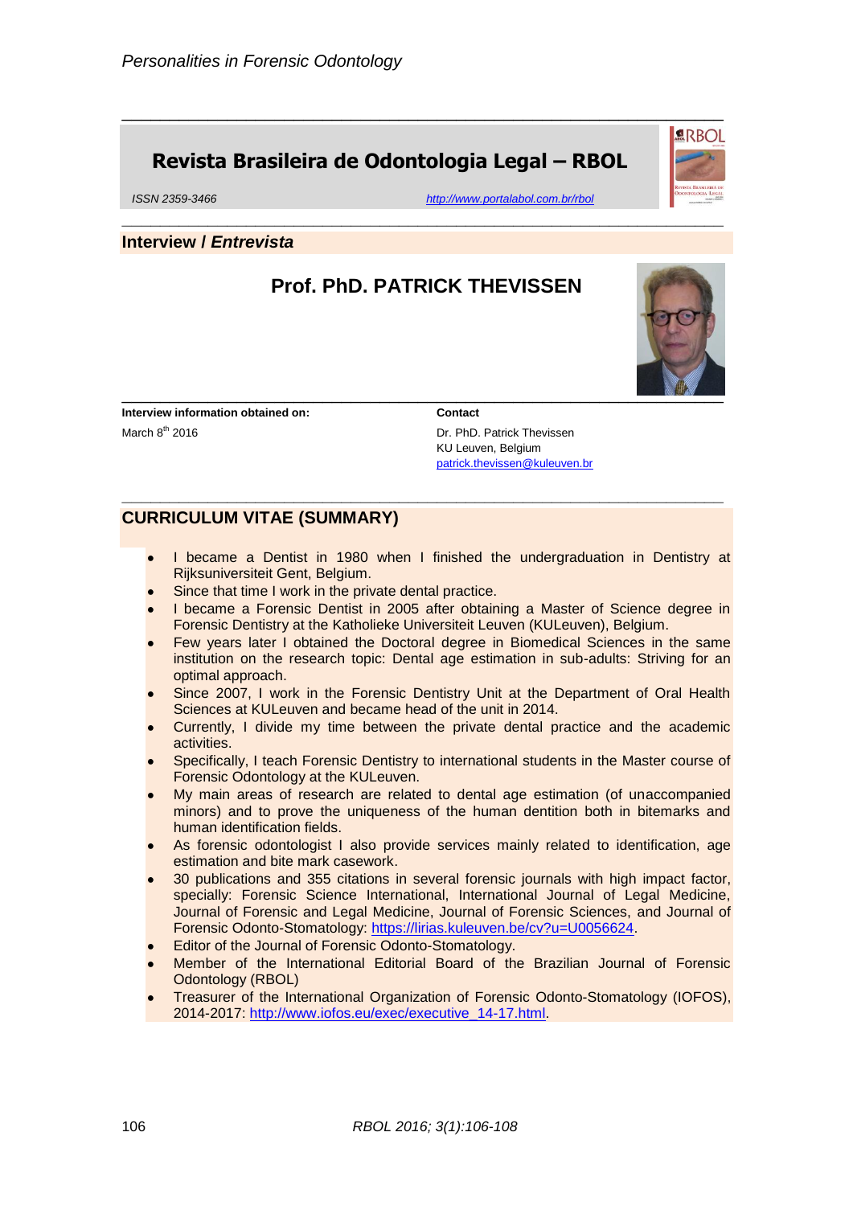# Revista Brasileira de Odontologia Legal – RBOL

ISSN 2359-3466 http://www.portalabol.com.br/rbol

## Interview / *Entrevista*

# Prof. PhD. PATRICK THEVISSEN

**Interview information obtained on:**

March 8th 2016

**Contact**

Dr. PhD. Patrick Thevissen
KU Leuven, Belgium
patrick.thevissen@kuleuven.br

## CURRICULUM VITAE (SUMMARY)

- I became a Dentist in 1980 when I finished the undergraduation in Dentistry at Rijksuniversiteit Gent, Belgium.
- Since that time I work in the private dental practice.
- I became a Forensic Dentist in 2005 after obtaining a Master of Science degree in Forensic Dentistry at the Katholieke Universiteit Leuven (KULeuven), Belgium.
- Few years later I obtained the Doctoral degree in Biomedical Sciences in the same institution on the research topic: Dental age estimation in sub-adults: Striving for an optimal approach.
- Since 2007, I work in the Forensic Dentistry Unit at the Department of Oral Health Sciences at KULeuven and became head of the unit in 2014.
- Currently, I divide my time between the private dental practice and the academic activities.
- Specifically, I teach Forensic Dentistry to international students in the Master course of Forensic Odontology at the KULeuven.
- My main areas of research are related to dental age estimation (of unaccompanied minors) and to prove the uniqueness of the human dentition both in bitemarks and human identification fields.
- As forensic odontologist I also provide services mainly related to identification, age estimation and bite mark casework.
- 30 publications and 355 citations in several forensic journals with high impact factor, specially: Forensic Science International, International Journal of Legal Medicine, Journal of Forensic and Legal Medicine, Journal of Forensic Sciences, and Journal of Forensic Odonto-Stomatology: https://lirias.kuleuven.be/cv?u=U0056624.
- Editor of the Journal of Forensic Odonto-Stomatology.
- Member of the International Editorial Board of the Brazilian Journal of Forensic Odontology (RBOL)
- Treasurer of the International Organization of Forensic Odonto-Stomatology (IOFOS), 2014-2017: http://www.iofos.eu/exec/executive_14-17.html.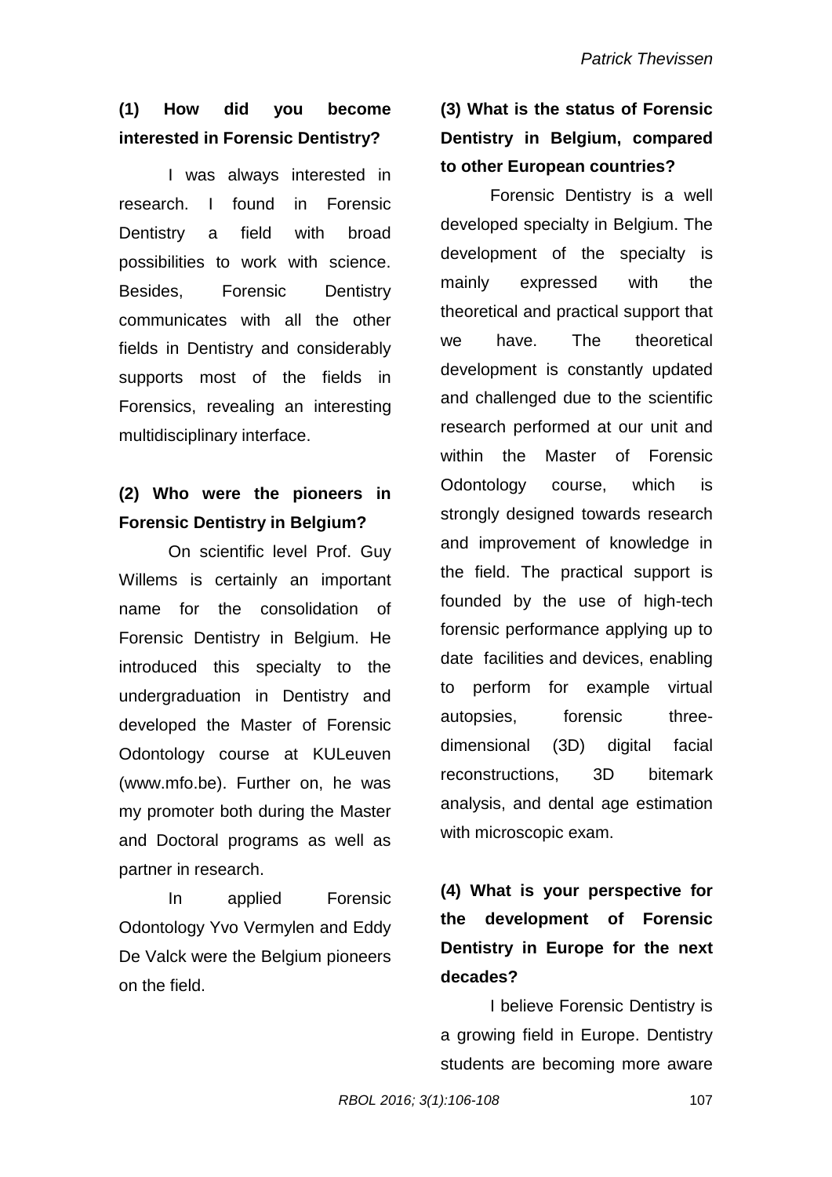**(1) How did you become interested in Forensic Dentistry?**

I was always interested in research. I found in Forensic Dentistry a field with broad possibilities to work with science. Besides, Forensic Dentistry communicates with all the other fields in Dentistry and considerably supports most of the fields in Forensics, revealing an interesting multidisciplinary interface.

**(2) Who were the pioneers in Forensic Dentistry in Belgium?**

On scientific level Prof. Guy Willems is certainly an important name for the consolidation of Forensic Dentistry in Belgium. He introduced this specialty to the undergraduation in Dentistry and developed the Master of Forensic Odontology course at KULeuven (www.mfo.be). Further on, he was my promoter both during the Master and Doctoral programs as well as partner in research.

In applied Forensic Odontology Yvo Vermylen and Eddy De Valck were the Belgium pioneers on the field.

**(3) What is the status of Forensic Dentistry in Belgium, compared to other European countries?**

Forensic Dentistry is a well developed specialty in Belgium. The development of the specialty is mainly expressed with the theoretical and practical support that we have. The theoretical development is constantly updated and challenged due to the scientific research performed at our unit and within the Master of Forensic Odontology course, which is strongly designed towards research and improvement of knowledge in the field. The practical support is founded by the use of high-tech forensic performance applying up to date facilities and devices, enabling to perform for example virtual autopsies, forensic three-dimensional (3D) digital facial reconstructions, 3D bitemark analysis, and dental age estimation with microscopic exam.

**(4) What is your perspective for the development of Forensic Dentistry in Europe for the next decades?**

I believe Forensic Dentistry is a growing field in Europe. Dentistry students are becoming more aware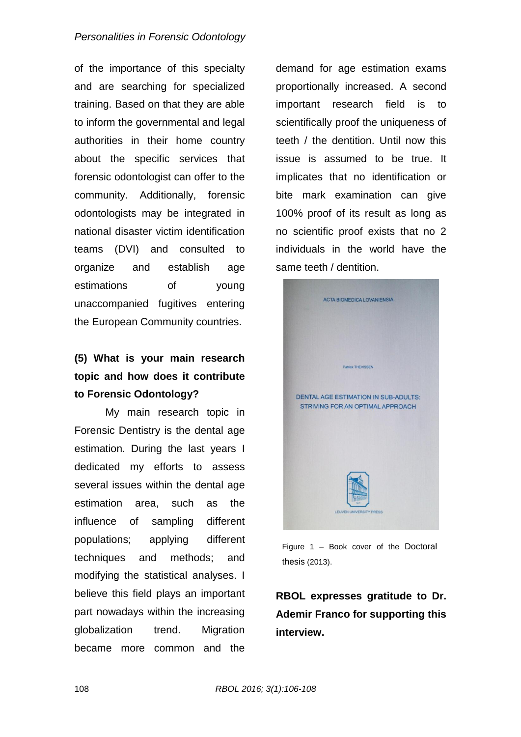of the importance of this specialty and are searching for specialized training. Based on that they are able to inform the governmental and legal authorities in their home country about the specific services that forensic odontologist can offer to the community. Additionally, forensic odontologists may be integrated in national disaster victim identification teams (DVI) and consulted to organize and establish age estimations of young unaccompanied fugitives entering the European Community countries.

**(5) What is your main research topic and how does it contribute to Forensic Odontology?**

My main research topic in Forensic Dentistry is the dental age estimation. During the last years I dedicated my efforts to assess several issues within the dental age estimation area, such as the influence of sampling different populations; applying different techniques and methods; and modifying the statistical analyses. I believe this field plays an important part nowadays within the increasing globalization trend. Migration became more common and the demand for age estimation exams proportionally increased. A second important research field is to scientifically proof the uniqueness of teeth / the dentition. Until now this issue is assumed to be true. It implicates that no identification or bite mark examination can give 100% proof of its result as long as no scientific proof exists that no 2 individuals in the world have the same teeth / dentition.

ACTA BIOMEDICA LOVANIENSIA

Patrick THEVISSEN

DENTAL AGE ESTIMATION IN SUB-ADULTS: STRIVING FOR AN OPTIMAL APPROACH

LEUVEN UNIVERSITY PRESS

Figure 1 – Book cover of the Doctoral thesis (2013).

**RBOL expresses gratitude to Dr. Ademir Franco for supporting this interview.**